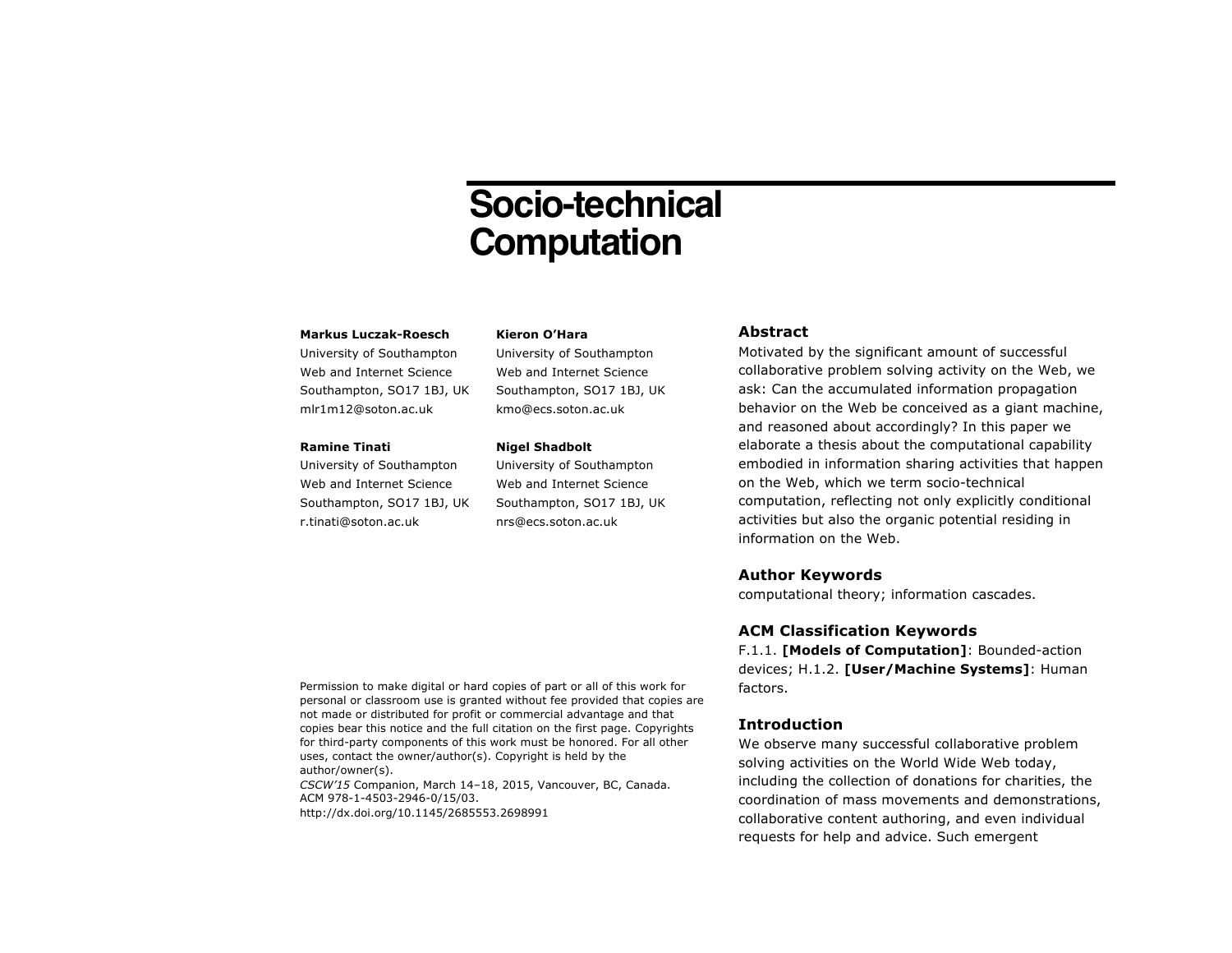# Socio-technical Computation

**Markus Luczak-Roesch**
University of Southampton
Web and Internet Science
Southampton, SO17 1BJ, UK
mlr1m12@soton.ac.uk

**Kieron O'Hara**
University of Southampton
Web and Internet Science
Southampton, SO17 1BJ, UK
kmo@ecs.soton.ac.uk

**Ramine Tinati**
University of Southampton
Web and Internet Science
Southampton, SO17 1BJ, UK
r.tinati@soton.ac.uk

**Nigel Shadbolt**
University of Southampton
Web and Internet Science
Southampton, SO17 1BJ, UK
nrs@ecs.soton.ac.uk

Permission to make digital or hard copies of part or all of this work for personal or classroom use is granted without fee provided that copies are not made or distributed for profit or commercial advantage and that copies bear this notice and the full citation on the first page. Copyrights for third-party components of this work must be honored. For all other uses, contact the owner/author(s). Copyright is held by the author/owner(s).
*CSCW'15* Companion, March 14–18, 2015, Vancouver, BC, Canada.
ACM 978-1-4503-2946-0/15/03.
http://dx.doi.org/10.1145/2685553.2698991

## Abstract

Motivated by the significant amount of successful collaborative problem solving activity on the Web, we ask: Can the accumulated information propagation behavior on the Web be conceived as a giant machine, and reasoned about accordingly? In this paper we elaborate a thesis about the computational capability embodied in information sharing activities that happen on the Web, which we term socio-technical computation, reflecting not only explicitly conditional activities but also the organic potential residing in information on the Web.

## Author Keywords

computational theory; information cascades.

## ACM Classification Keywords

F.1.1. **[Models of Computation]**: Bounded-action devices; H.1.2. **[User/Machine Systems]**: Human factors.

## Introduction

We observe many successful collaborative problem solving activities on the World Wide Web today, including the collection of donations for charities, the coordination of mass movements and demonstrations, collaborative content authoring, and even individual requests for help and advice. Such emergent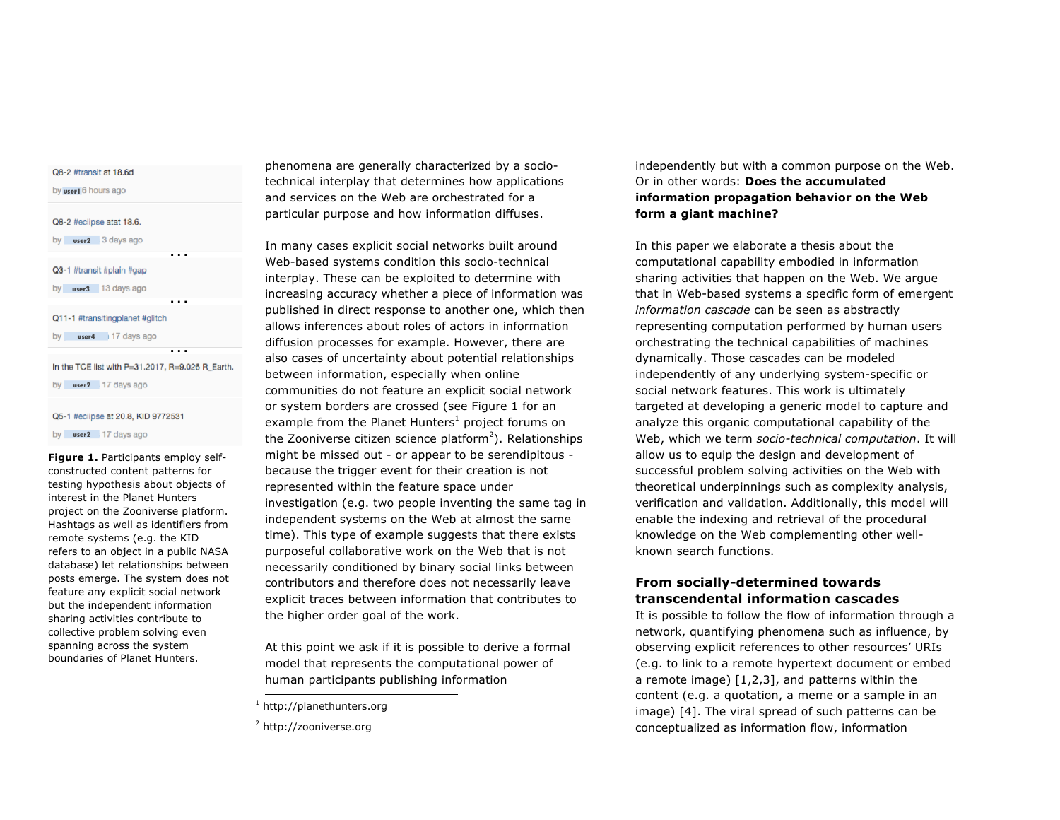Q8-2 #transit at 18.6d

by user1 6 hours ago

Q8-2 #eclipse atat 18.6.

by user2 3 days ago

...

Q3-1 #transit #plain #gap

by user3 13 days ago

...

Q11-1 #transitingplanet #glitch

by user4 17 days ago

...

In the TCE list with P=31.2017, R=9.026 R_Earth.

by user2 17 days ago

Q5-1 #eclipse at 20.8, KID 9772531

by user2 17 days ago

**Figure 1.** Participants employ self-constructed content patterns for testing hypothesis about objects of interest in the Planet Hunters project on the Zooniverse platform. Hashtags as well as identifiers from remote systems (e.g. the KID refers to an object in a public NASA database) let relationships between posts emerge. The system does not feature any explicit social network but the independent information sharing activities contribute to collective problem solving even spanning across the system boundaries of Planet Hunters.

phenomena are generally characterized by a socio-technical interplay that determines how applications and services on the Web are orchestrated for a particular purpose and how information diffuses.

In many cases explicit social networks built around Web-based systems condition this socio-technical interplay. These can be exploited to determine with increasing accuracy whether a piece of information was published in direct response to another one, which then allows inferences about roles of actors in information diffusion processes for example. However, there are also cases of uncertainty about potential relationships between information, especially when online communities do not feature an explicit social network or system borders are crossed (see Figure 1 for an example from the Planet Hunters[1] project forums on the Zooniverse citizen science platform[2]). Relationships might be missed out - or appear to be serendipitous - because the trigger event for their creation is not represented within the feature space under investigation (e.g. two people inventing the same tag in independent systems on the Web at almost the same time). This type of example suggests that there exists purposeful collaborative work on the Web that is not necessarily conditioned by binary social links between contributors and therefore does not necessarily leave explicit traces between information that contributes to the higher order goal of the work.

At this point we ask if it is possible to derive a formal model that represents the computational power of human participants publishing information independently but with a common purpose on the Web. Or in other words: **Does the accumulated information propagation behavior on the Web form a giant machine?**

In this paper we elaborate a thesis about the computational capability embodied in information sharing activities that happen on the Web. We argue that in Web-based systems a specific form of emergent *information cascade* can be seen as abstractly representing computation performed by human users orchestrating the technical capabilities of machines dynamically. Those cascades can be modeled independently of any underlying system-specific or social network features. This work is ultimately targeted at developing a generic model to capture and analyze this organic computational capability of the Web, which we term *socio-technical computation*. It will allow us to equip the design and development of successful problem solving activities on the Web with theoretical underpinnings such as complexity analysis, verification and validation. Additionally, this model will enable the indexing and retrieval of the procedural knowledge on the Web complementing other well-known search functions.

## From socially-determined towards transcendental information cascades

It is possible to follow the flow of information through a network, quantifying phenomena such as influence, by observing explicit references to other resources' URIs (e.g. to link to a remote hypertext document or embed a remote image) [1,2,3], and patterns within the content (e.g. a quotation, a meme or a sample in an image) [4]. The viral spread of such patterns can be conceptualized as information flow, information

[1] http://planethunters.org

[2] http://zooniverse.org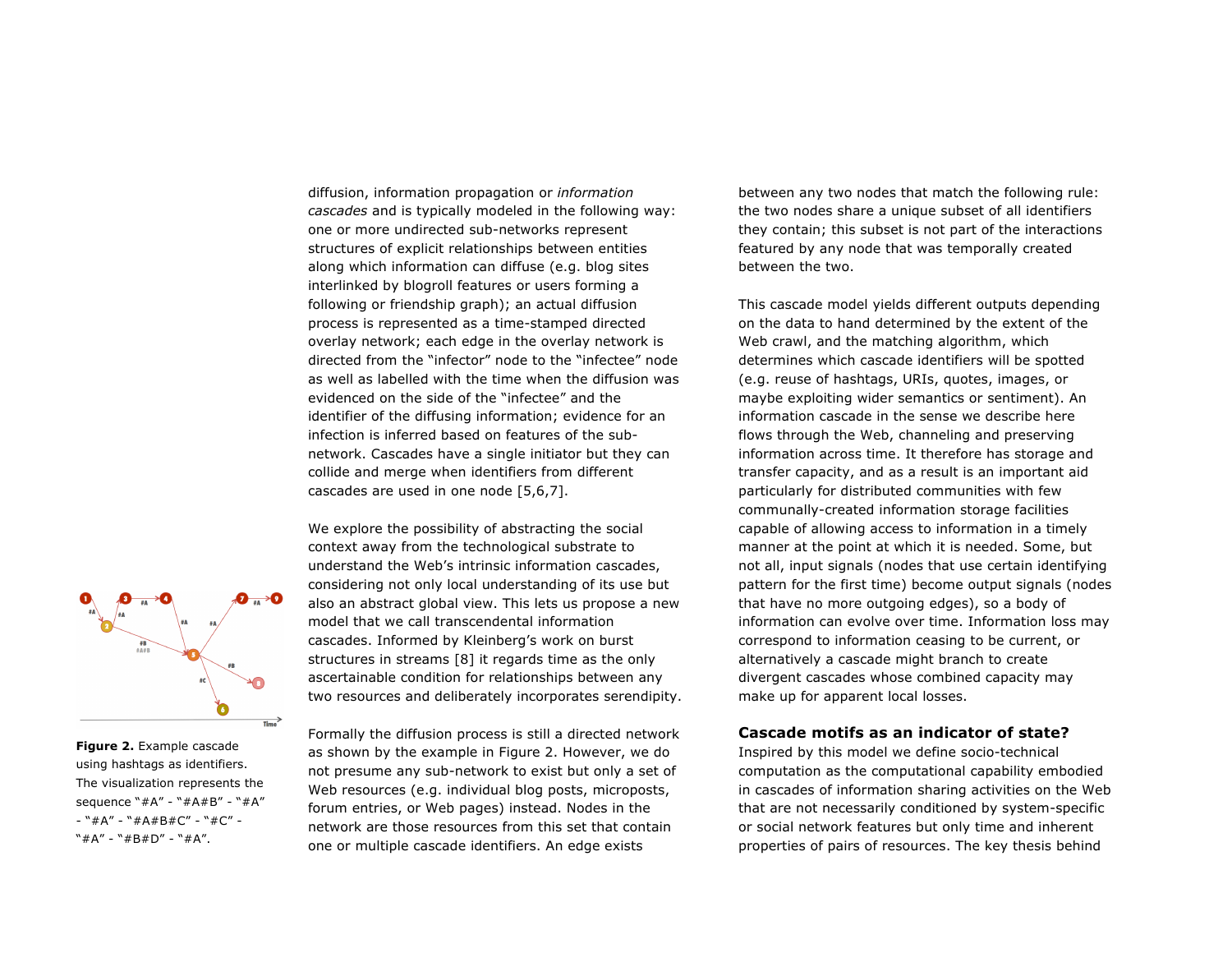diffusion, information propagation or *information cascades* and is typically modeled in the following way: one or more undirected sub-networks represent structures of explicit relationships between entities along which information can diffuse (e.g. blog sites interlinked by blogroll features or users forming a following or friendship graph); an actual diffusion process is represented as a time-stamped directed overlay network; each edge in the overlay network is directed from the "infector" node to the "infectee" node as well as labelled with the time when the diffusion was evidenced on the side of the "infectee" and the identifier of the diffusing information; evidence for an infection is inferred based on features of the sub-network. Cascades have a single initiator but they can collide and merge when identifiers from different cascades are used in one node [5,6,7].

We explore the possibility of abstracting the social context away from the technological substrate to understand the Web's intrinsic information cascades, considering not only local understanding of its use but also an abstract global view. This lets us propose a new model that we call transcendental information cascades. Informed by Kleinberg's work on burst structures in streams [8] it regards time as the only ascertainable condition for relationships between any two resources and deliberately incorporates serendipity.

Formally the diffusion process is still a directed network as shown by the example in Figure 2. However, we do not presume any sub-network to exist but only a set of Web resources (e.g. individual blog posts, microposts, forum entries, or Web pages) instead. Nodes in the network are those resources from this set that contain one or multiple cascade identifiers. An edge exists between any two nodes that match the following rule: the two nodes share a unique subset of all identifiers they contain; this subset is not part of the interactions featured by any node that was temporally created between the two.

**Figure 2.** Example cascade using hashtags as identifiers. The visualization represents the sequence "#A" - "#A#B" - "#A" - "#A" - "#A#B#C" - "#C" - "#A" - "#B#D" - "#A".

This cascade model yields different outputs depending on the data to hand determined by the extent of the Web crawl, and the matching algorithm, which determines which cascade identifiers will be spotted (e.g. reuse of hashtags, URIs, quotes, images, or maybe exploiting wider semantics or sentiment). An information cascade in the sense we describe here flows through the Web, channeling and preserving information across time. It therefore has storage and transfer capacity, and as a result is an important aid particularly for distributed communities with few communally-created information storage facilities capable of allowing access to information in a timely manner at the point at which it is needed. Some, but not all, input signals (nodes that use certain identifying pattern for the first time) become output signals (nodes that have no more outgoing edges), so a body of information can evolve over time. Information loss may correspond to information ceasing to be current, or alternatively a cascade might branch to create divergent cascades whose combined capacity may make up for apparent local losses.

### Cascade motifs as an indicator of state?

Inspired by this model we define socio-technical computation as the computational capability embodied in cascades of information sharing activities on the Web that are not necessarily conditioned by system-specific or social network features but only time and inherent properties of pairs of resources. The key thesis behind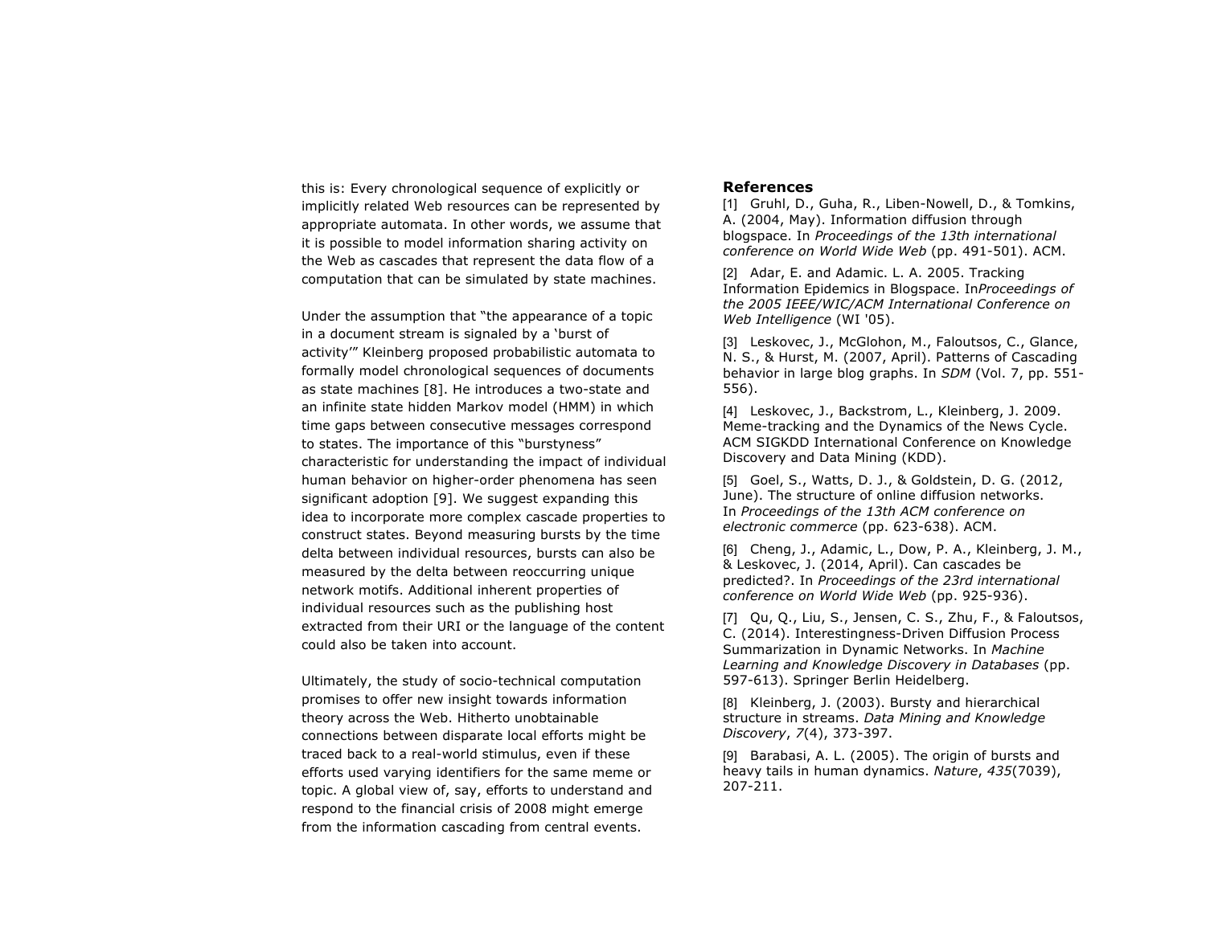this is: Every chronological sequence of explicitly or implicitly related Web resources can be represented by appropriate automata. In other words, we assume that it is possible to model information sharing activity on the Web as cascades that represent the data flow of a computation that can be simulated by state machines.

Under the assumption that "the appearance of a topic in a document stream is signaled by a 'burst of activity'" Kleinberg proposed probabilistic automata to formally model chronological sequences of documents as state machines [8]. He introduces a two-state and an infinite state hidden Markov model (HMM) in which time gaps between consecutive messages correspond to states. The importance of this "burstyness" characteristic for understanding the impact of individual human behavior on higher-order phenomena has seen significant adoption [9]. We suggest expanding this idea to incorporate more complex cascade properties to construct states. Beyond measuring bursts by the time delta between individual resources, bursts can also be measured by the delta between reoccurring unique network motifs. Additional inherent properties of individual resources such as the publishing host extracted from their URI or the language of the content could also be taken into account.

Ultimately, the study of socio-technical computation promises to offer new insight towards information theory across the Web. Hitherto unobtainable connections between disparate local efforts might be traced back to a real-world stimulus, even if these efforts used varying identifiers for the same meme or topic. A global view of, say, efforts to understand and respond to the financial crisis of 2008 might emerge from the information cascading from central events.

## References

[1] Gruhl, D., Guha, R., Liben-Nowell, D., & Tomkins, A. (2004, May). Information diffusion through blogspace. In *Proceedings of the 13th international conference on World Wide Web* (pp. 491-501). ACM.

[2] Adar, E. and Adamic. L. A. 2005. Tracking Information Epidemics in Blogspace. In*Proceedings of the 2005 IEEE/WIC/ACM International Conference on Web Intelligence* (WI '05).

[3] Leskovec, J., McGlohon, M., Faloutsos, C., Glance, N. S., & Hurst, M. (2007, April). Patterns of Cascading behavior in large blog graphs. In *SDM* (Vol. 7, pp. 551-556).

[4] Leskovec, J., Backstrom, L., Kleinberg, J. 2009. Meme-tracking and the Dynamics of the News Cycle. ACM SIGKDD International Conference on Knowledge Discovery and Data Mining (KDD).

[5] Goel, S., Watts, D. J., & Goldstein, D. G. (2012, June). The structure of online diffusion networks. In *Proceedings of the 13th ACM conference on electronic commerce* (pp. 623-638). ACM.

[6] Cheng, J., Adamic, L., Dow, P. A., Kleinberg, J. M., & Leskovec, J. (2014, April). Can cascades be predicted?. In *Proceedings of the 23rd international conference on World Wide Web* (pp. 925-936).

[7] Qu, Q., Liu, S., Jensen, C. S., Zhu, F., & Faloutsos, C. (2014). Interestingness-Driven Diffusion Process Summarization in Dynamic Networks. In *Machine Learning and Knowledge Discovery in Databases* (pp. 597-613). Springer Berlin Heidelberg.

[8] Kleinberg, J. (2003). Bursty and hierarchical structure in streams. *Data Mining and Knowledge Discovery*, *7*(4), 373-397.

[9] Barabasi, A. L. (2005). The origin of bursts and heavy tails in human dynamics. *Nature*, *435*(7039), 207-211.